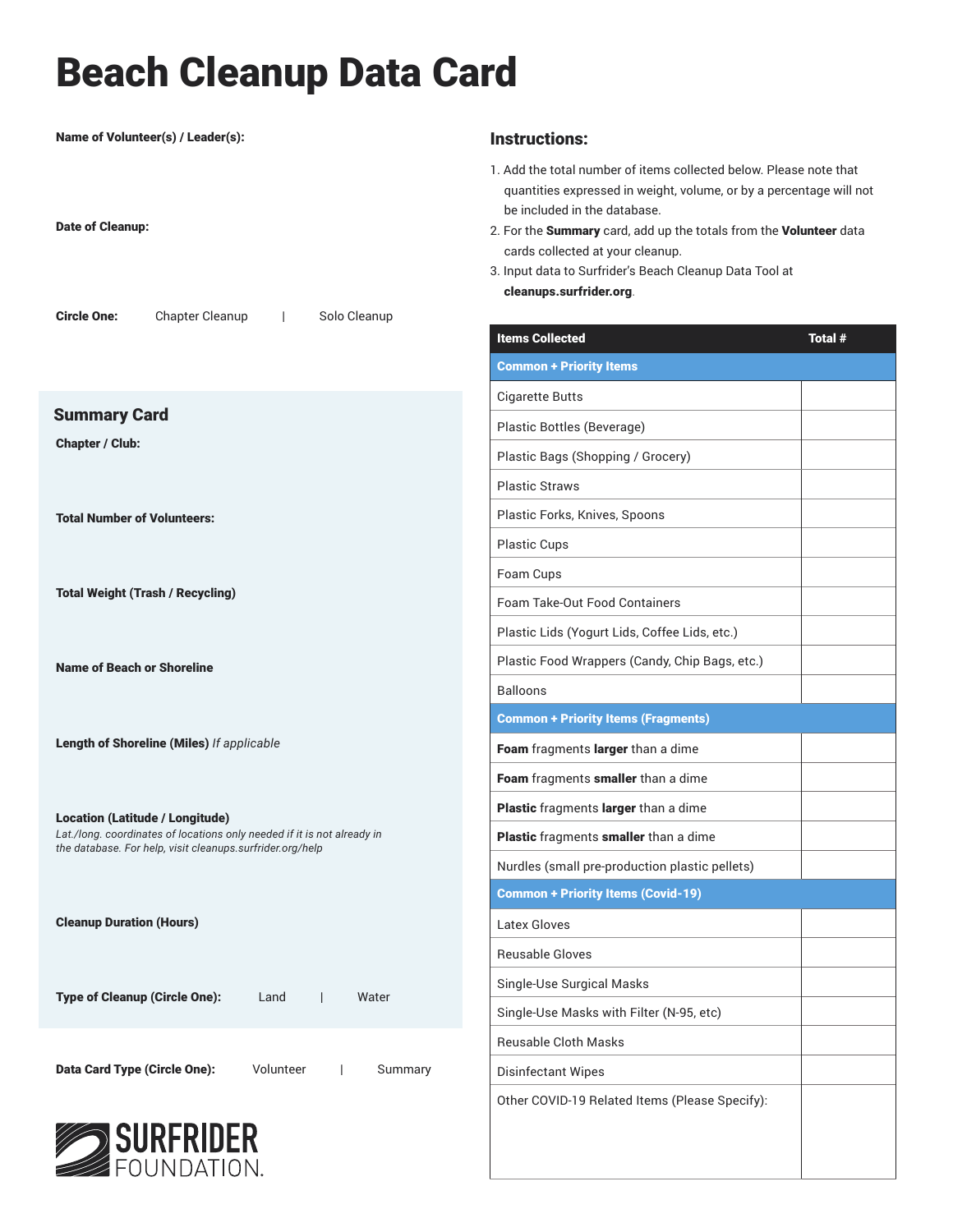# Beach Cleanup Data Card

**Name of Volunteer(s) / Leader(s):**

**Date of Cleanup:**

**Circle One:** Chapter Cleanup | Solo Cleanup

## Summary Card

**Chapter / Club:**

**Total Number of Volunteers:**

**Total Weight (Trash / Recycling)**

**Name of Beach or Shoreline**

**Length of Shoreline (Miles)** *If applicable*

**Location (Latitude / Longitude)**
*Lat./long. coordinates of locations only needed if it is not already in the database. For help, visit cleanups.surfrider.org/help*

**Cleanup Duration (Hours)**

**Type of Cleanup (Circle One):** Land | Water

**Data Card Type (Circle One):** Volunteer | Summary

SURFRIDER FOUNDATION.

## Instructions:

1. Add the total number of items collected below. Please note that quantities expressed in weight, volume, or by a percentage will not be included in the database.
2. For the **Summary** card, add up the totals from the **Volunteer** data cards collected at your cleanup.
3. Input data to Surfrider's Beach Cleanup Data Tool at **cleanups.surfrider.org**.

| Items Collected | Total # |
|---|---|
| **Common + Priority Items** | |
| Cigarette Butts | |
| Plastic Bottles (Beverage) | |
| Plastic Bags (Shopping / Grocery) | |
| Plastic Straws | |
| Plastic Forks, Knives, Spoons | |
| Plastic Cups | |
| Foam Cups | |
| Foam Take-Out Food Containers | |
| Plastic Lids (Yogurt Lids, Coffee Lids, etc.) | |
| Plastic Food Wrappers (Candy, Chip Bags, etc.) | |
| Balloons | |
| **Common + Priority Items (Fragments)** | |
| **Foam** fragments **larger** than a dime | |
| **Foam** fragments **smaller** than a dime | |
| **Plastic** fragments **larger** than a dime | |
| **Plastic** fragments **smaller** than a dime | |
| Nurdles (small pre-production plastic pellets) | |
| **Common + Priority Items (Covid-19)** | |
| Latex Gloves | |
| Reusable Gloves | |
| Single-Use Surgical Masks | |
| Single-Use Masks with Filter (N-95, etc) | |
| Reusable Cloth Masks | |
| Disinfectant Wipes | |
| Other COVID-19 Related Items (Please Specify): | |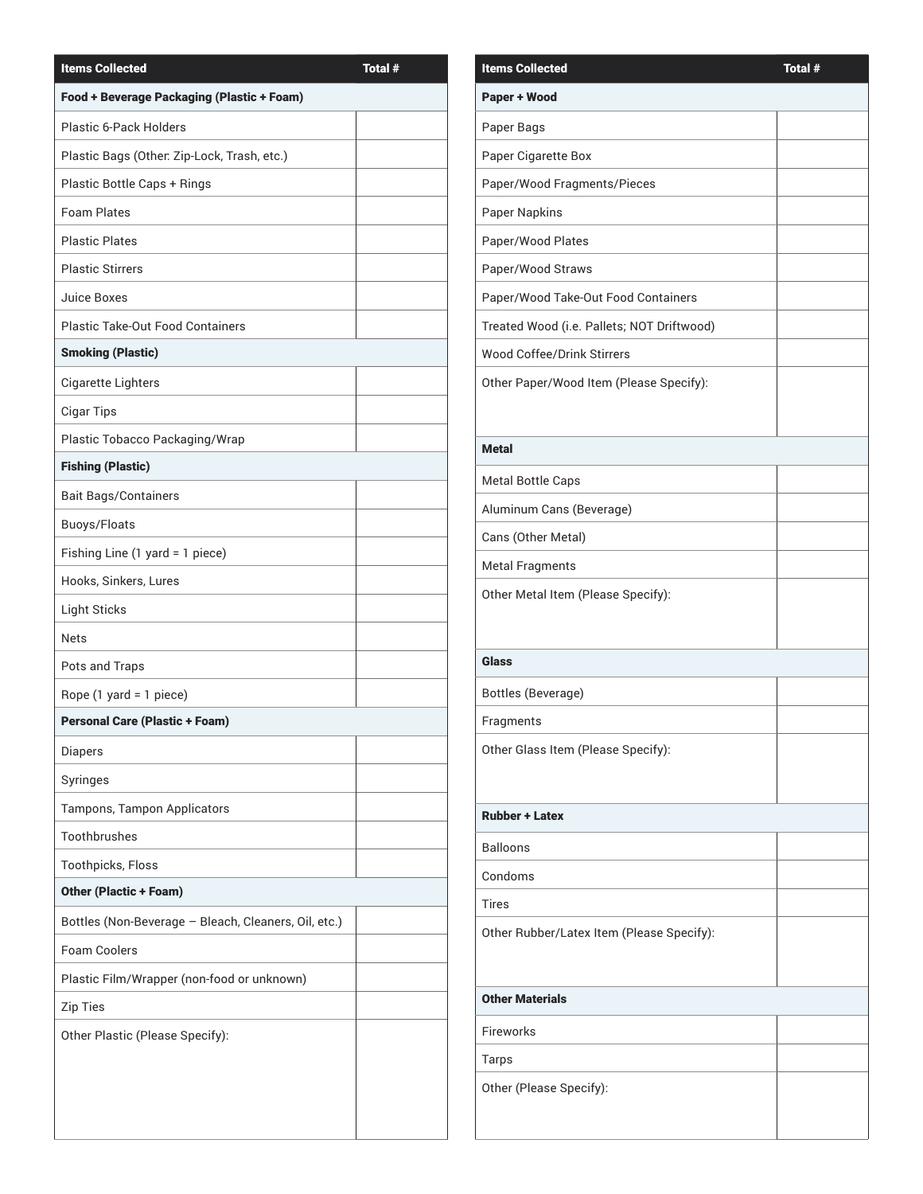| Items Collected | Total # |
|---|---|
| **Food + Beverage Packaging (Plastic + Foam)** | |
| Plastic 6-Pack Holders | |
| Plastic Bags (Other: Zip-Lock, Trash, etc.) | |
| Plastic Bottle Caps + Rings | |
| Foam Plates | |
| Plastic Plates | |
| Plastic Stirrers | |
| Juice Boxes | |
| Plastic Take-Out Food Containers | |
| **Smoking (Plastic)** | |
| Cigarette Lighters | |
| Cigar Tips | |
| Plastic Tobacco Packaging/Wrap | |
| **Fishing (Plastic)** | |
| Bait Bags/Containers | |
| Buoys/Floats | |
| Fishing Line (1 yard = 1 piece) | |
| Hooks, Sinkers, Lures | |
| Light Sticks | |
| Nets | |
| Pots and Traps | |
| Rope (1 yard = 1 piece) | |
| **Personal Care (Plastic + Foam)** | |
| Diapers | |
| Syringes | |
| Tampons, Tampon Applicators | |
| Toothbrushes | |
| Toothpicks, Floss | |
| **Other (Plactic + Foam)** | |
| Bottles (Non-Beverage – Bleach, Cleaners, Oil, etc.) | |
| Foam Coolers | |
| Plastic Film/Wrapper (non-food or unknown) | |
| Zip Ties | |
| Other Plastic (Please Specify): | |

| Items Collected | Total # |
|---|---|
| **Paper + Wood** | |
| Paper Bags | |
| Paper Cigarette Box | |
| Paper/Wood Fragments/Pieces | |
| Paper Napkins | |
| Paper/Wood Plates | |
| Paper/Wood Straws | |
| Paper/Wood Take-Out Food Containers | |
| Treated Wood (i.e. Pallets; NOT Driftwood) | |
| Wood Coffee/Drink Stirrers | |
| Other Paper/Wood Item (Please Specify): | |
| **Metal** | |
| Metal Bottle Caps | |
| Aluminum Cans (Beverage) | |
| Cans (Other Metal) | |
| Metal Fragments | |
| Other Metal Item (Please Specify): | |
| **Glass** | |
| Bottles (Beverage) | |
| Fragments | |
| Other Glass Item (Please Specify): | |
| **Rubber + Latex** | |
| Balloons | |
| Condoms | |
| Tires | |
| Other Rubber/Latex Item (Please Specify): | |
| **Other Materials** | |
| Fireworks | |
| Tarps | |
| Other (Please Specify): | |